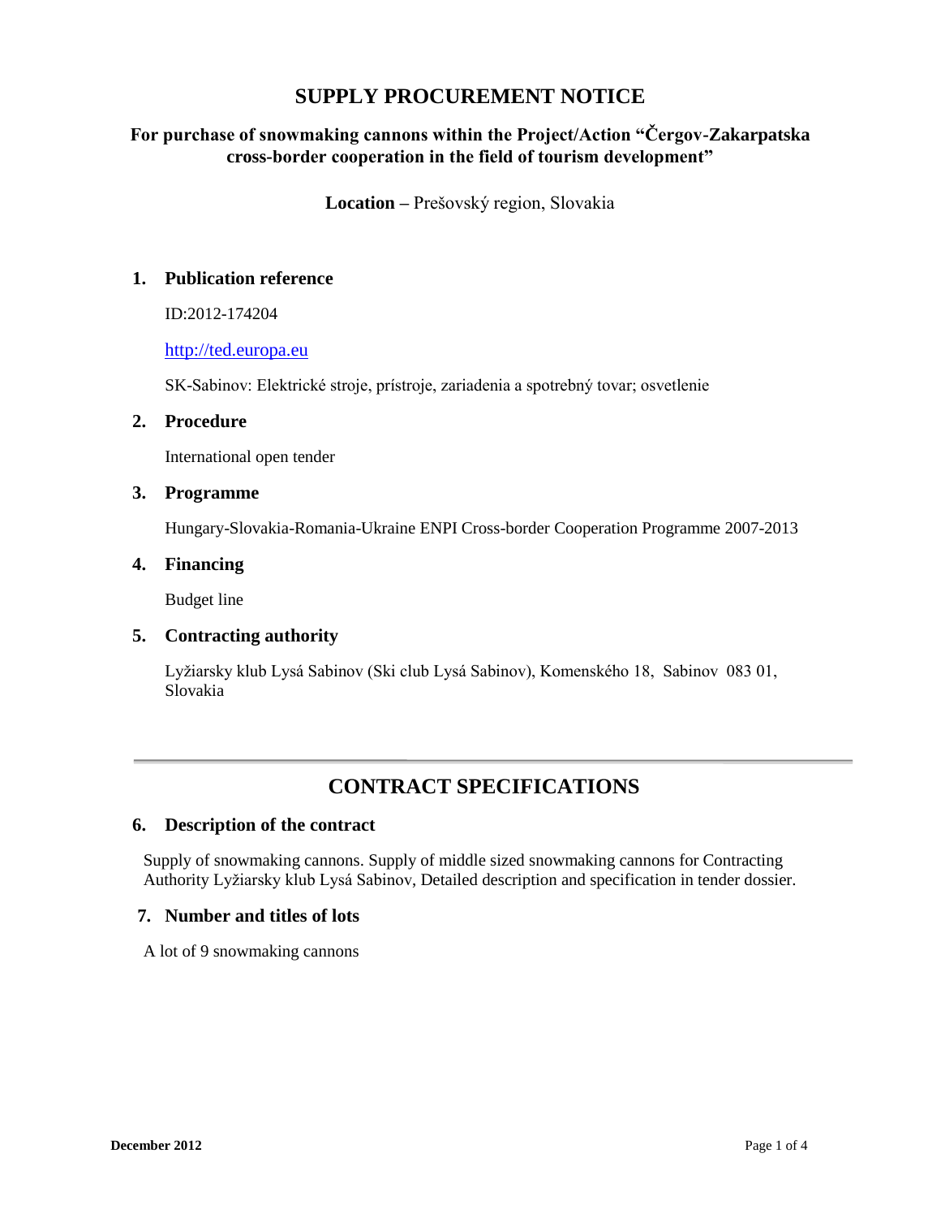# SUPPLY PROCUREMENT NOTICE

## For purchase of snowmaking cannons within the Project/Action "Čergov-Zakarpatska cross-border cooperation in the field of tourism development"

**Location –** Prešovský region, Slovakia

### 1. Publication reference

ID:2012-174204

http://ted.europa.eu

SK-Sabinov: Elektrické stroje, prístroje, zariadenia a spotrebný tovar; osvetlenie

### 2. Procedure

International open tender

### 3. Programme

Hungary-Slovakia-Romania-Ukraine ENPI Cross-border Cooperation Programme 2007-2013

### 4. Financing

Budget line

### 5. Contracting authority

Lyžiarsky klub Lysá Sabinov (Ski club Lysá Sabinov), Komenského 18, Sabinov 083 01, Slovakia

---

## CONTRACT SPECIFICATIONS

### 6. Description of the contract

Supply of snowmaking cannons. Supply of middle sized snowmaking cannons for Contracting Authority Lyžiarsky klub Lysá Sabinov, Detailed description and specification in tender dossier.

### 7. Number and titles of lots

A lot of 9 snowmaking cannons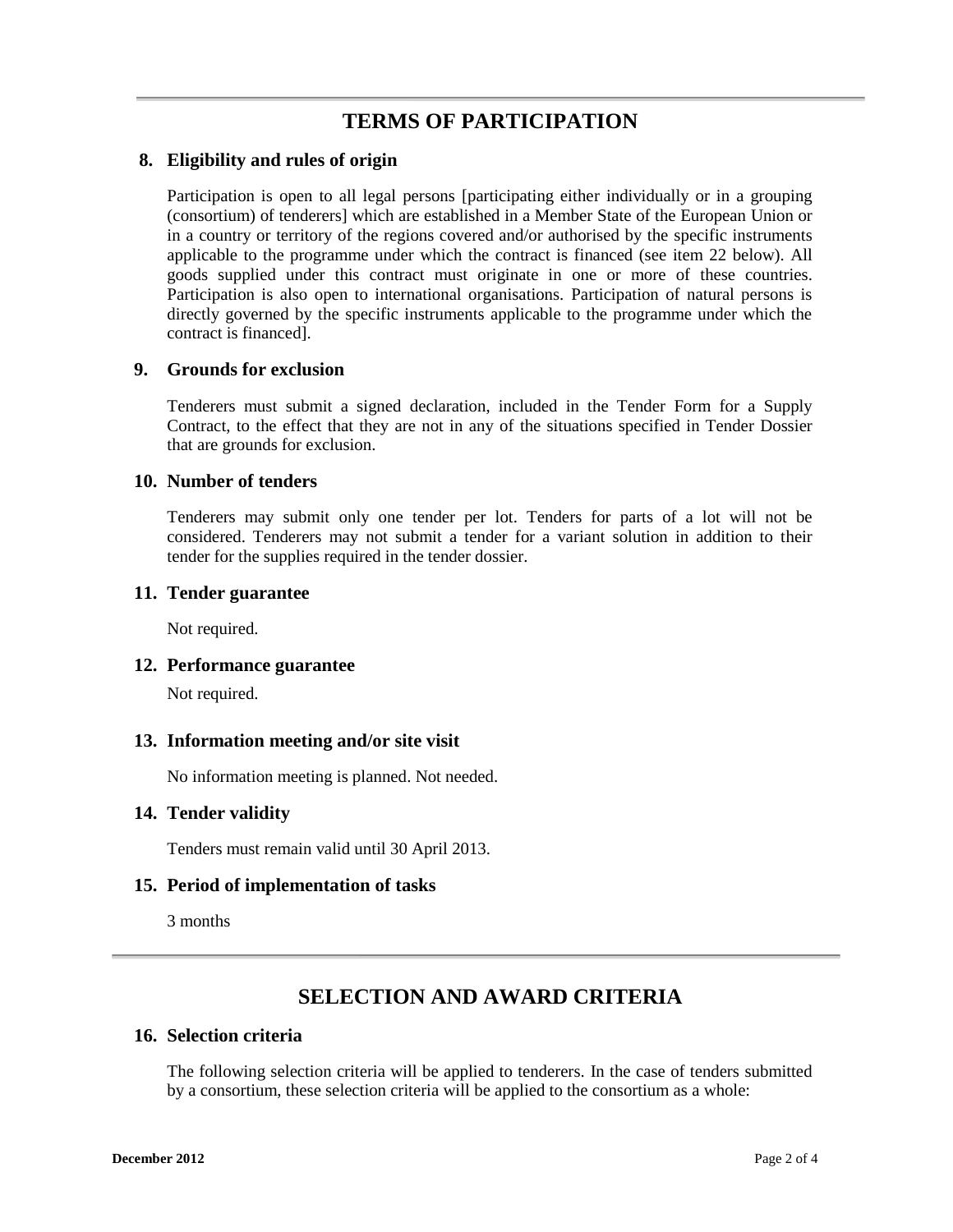## TERMS OF PARTICIPATION

### 8. Eligibility and rules of origin

Participation is open to all legal persons [participating either individually or in a grouping (consortium) of tenderers] which are established in a Member State of the European Union or in a country or territory of the regions covered and/or authorised by the specific instruments applicable to the programme under which the contract is financed (see item 22 below). All goods supplied under this contract must originate in one or more of these countries. Participation is also open to international organisations. Participation of natural persons is directly governed by the specific instruments applicable to the programme under which the contract is financed].

### 9. Grounds for exclusion

Tenderers must submit a signed declaration, included in the Tender Form for a Supply Contract, to the effect that they are not in any of the situations specified in Tender Dossier that are grounds for exclusion.

### 10. Number of tenders

Tenderers may submit only one tender per lot. Tenders for parts of a lot will not be considered. Tenderers may not submit a tender for a variant solution in addition to their tender for the supplies required in the tender dossier.

### 11. Tender guarantee

Not required.

### 12. Performance guarantee

Not required.

### 13. Information meeting and/or site visit

No information meeting is planned. Not needed.

### 14. Tender validity

Tenders must remain valid until 30 April 2013.

### 15. Period of implementation of tasks

3 months

## SELECTION AND AWARD CRITERIA

### 16. Selection criteria

The following selection criteria will be applied to tenderers. In the case of tenders submitted by a consortium, these selection criteria will be applied to the consortium as a whole: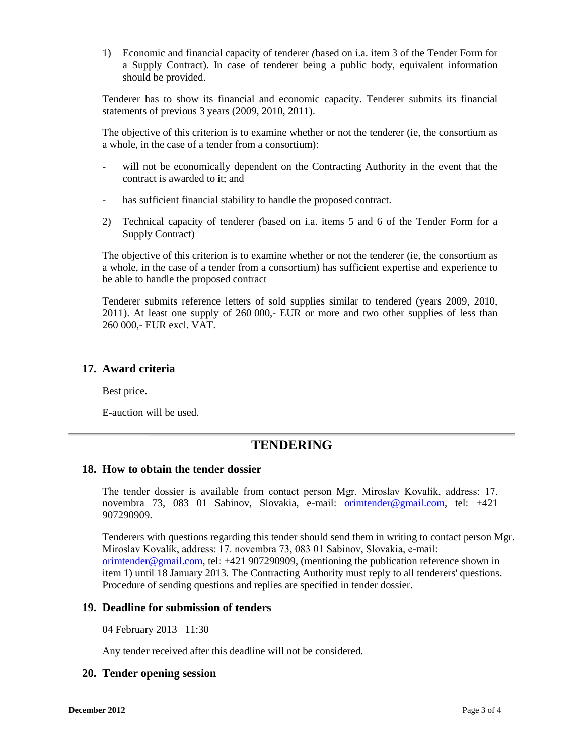1) Economic and financial capacity of tenderer *(*based on i.a. item 3 of the Tender Form for a Supply Contract). In case of tenderer being a public body, equivalent information should be provided.

Tenderer has to show its financial and economic capacity. Tenderer submits its financial statements of previous 3 years (2009, 2010, 2011).

The objective of this criterion is to examine whether or not the tenderer (ie, the consortium as a whole, in the case of a tender from a consortium):

- will not be economically dependent on the Contracting Authority in the event that the contract is awarded to it; and
- has sufficient financial stability to handle the proposed contract.

2) Technical capacity of tenderer *(*based on i.a. items 5 and 6 of the Tender Form for a Supply Contract)

The objective of this criterion is to examine whether or not the tenderer (ie, the consortium as a whole, in the case of a tender from a consortium) has sufficient expertise and experience to be able to handle the proposed contract

Tenderer submits reference letters of sold supplies similar to tendered (years 2009, 2010, 2011). At least one supply of 260 000,- EUR or more and two other supplies of less than 260 000,- EUR excl. VAT.

## 17. Award criteria

Best price.

E-auction will be used.

---

# TENDERING

## 18. How to obtain the tender dossier

The tender dossier is available from contact person Mgr. Miroslav Kovalík, address: 17. novembra 73, 083 01 Sabinov, Slovakia, e-mail: orimtender@gmail.com, tel: +421 907290909.

Tenderers with questions regarding this tender should send them in writing to contact person Mgr. Miroslav Kovalík, address: 17. novembra 73, 083 01 Sabinov, Slovakia, e-mail: orimtender@gmail.com, tel: +421 907290909, (mentioning the publication reference shown in item 1) until 18 January 2013. The Contracting Authority must reply to all tenderers' questions. Procedure of sending questions and replies are specified in tender dossier.

## 19. Deadline for submission of tenders

04 February 2013 11:30

Any tender received after this deadline will not be considered.

## 20. Tender opening session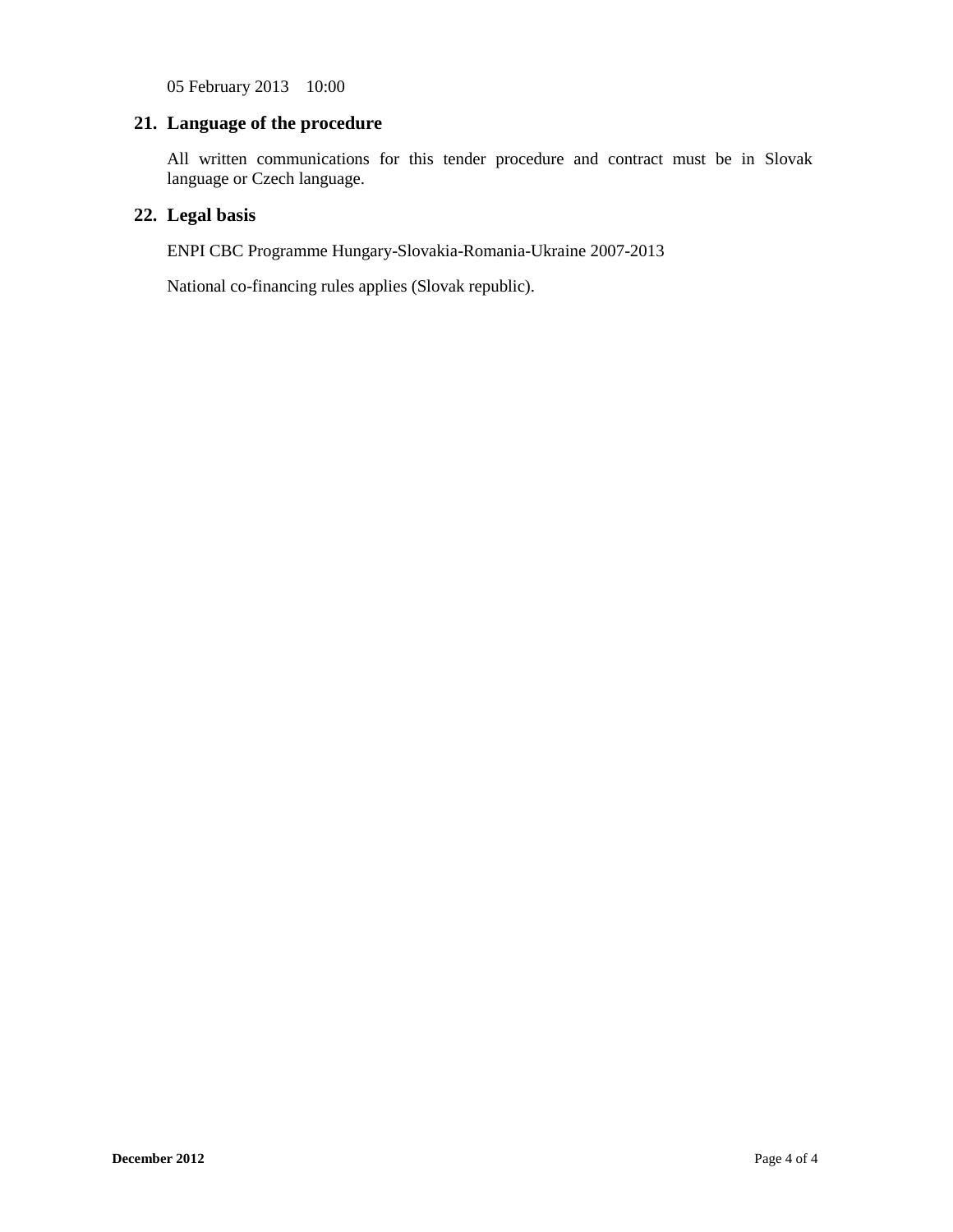05 February 2013 10:00

## 21. Language of the procedure

All written communications for this tender procedure and contract must be in Slovak language or Czech language.

## 22. Legal basis

ENPI CBC Programme Hungary-Slovakia-Romania-Ukraine 2007-2013

National co-financing rules applies (Slovak republic).